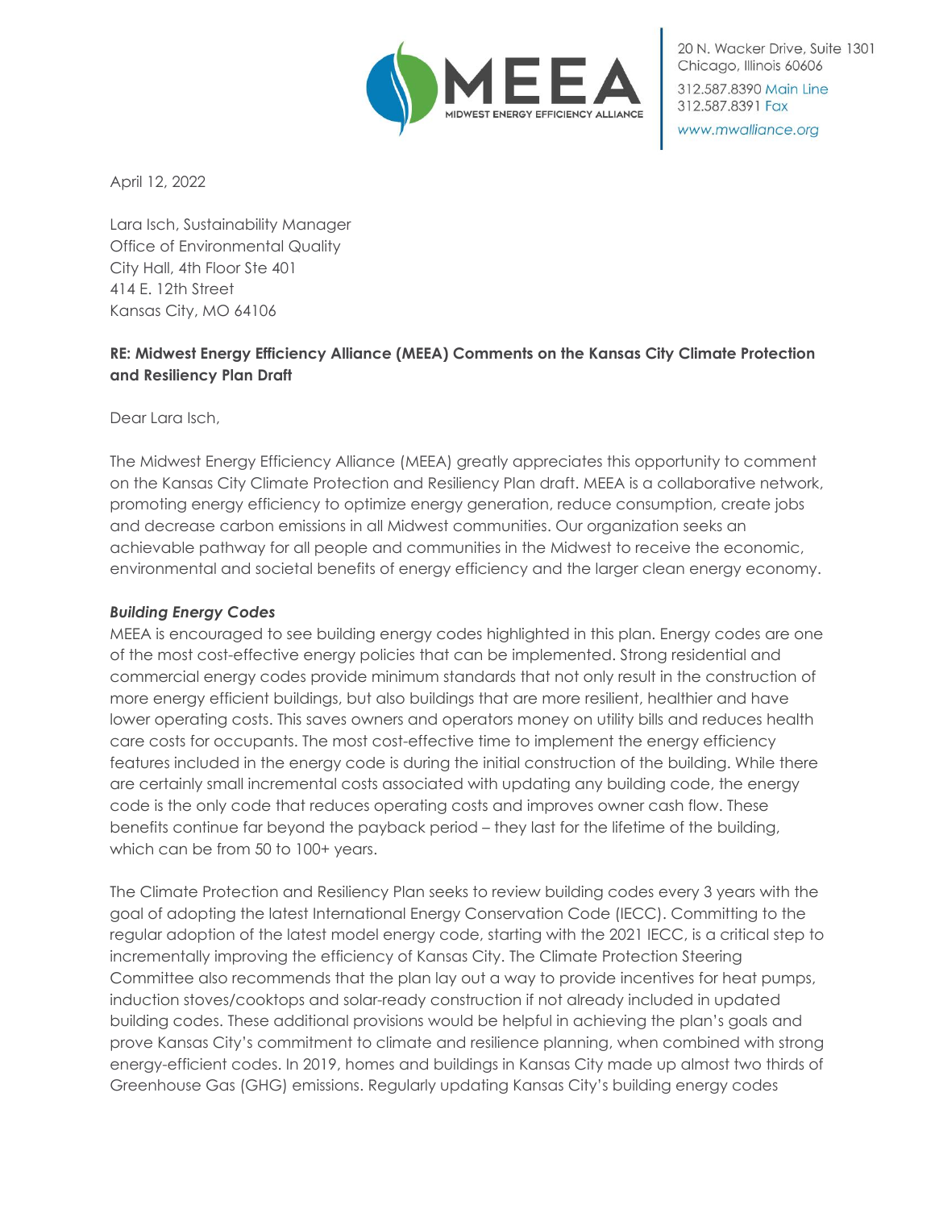MEEA
MIDWEST ENERGY EFFICIENCY ALLIANCE

20 N. Wacker Drive, Suite 1301
Chicago, Illinois 60606
312.587.8390 Main Line
312.587.8391 Fax
www.mwalliance.org

April 12, 2022

Lara Isch, Sustainability Manager
Office of Environmental Quality
City Hall, 4th Floor Ste 401
414 E. 12th Street
Kansas City, MO 64106

**RE: Midwest Energy Efficiency Alliance (MEEA) Comments on the Kansas City Climate Protection and Resiliency Plan Draft**

Dear Lara Isch,

The Midwest Energy Efficiency Alliance (MEEA) greatly appreciates this opportunity to comment on the Kansas City Climate Protection and Resiliency Plan draft. MEEA is a collaborative network, promoting energy efficiency to optimize energy generation, reduce consumption, create jobs and decrease carbon emissions in all Midwest communities. Our organization seeks an achievable pathway for all people and communities in the Midwest to receive the economic, environmental and societal benefits of energy efficiency and the larger clean energy economy.

***Building Energy Codes***

MEEA is encouraged to see building energy codes highlighted in this plan. Energy codes are one of the most cost-effective energy policies that can be implemented. Strong residential and commercial energy codes provide minimum standards that not only result in the construction of more energy efficient buildings, but also buildings that are more resilient, healthier and have lower operating costs. This saves owners and operators money on utility bills and reduces health care costs for occupants. The most cost-effective time to implement the energy efficiency features included in the energy code is during the initial construction of the building. While there are certainly small incremental costs associated with updating any building code, the energy code is the only code that reduces operating costs and improves owner cash flow. These benefits continue far beyond the payback period – they last for the lifetime of the building, which can be from 50 to 100+ years.

The Climate Protection and Resiliency Plan seeks to review building codes every 3 years with the goal of adopting the latest International Energy Conservation Code (IECC). Committing to the regular adoption of the latest model energy code, starting with the 2021 IECC, is a critical step to incrementally improving the efficiency of Kansas City. The Climate Protection Steering Committee also recommends that the plan lay out a way to provide incentives for heat pumps, induction stoves/cooktops and solar-ready construction if not already included in updated building codes. These additional provisions would be helpful in achieving the plan's goals and prove Kansas City's commitment to climate and resilience planning, when combined with strong energy-efficient codes. In 2019, homes and buildings in Kansas City made up almost two thirds of Greenhouse Gas (GHG) emissions. Regularly updating Kansas City's building energy codes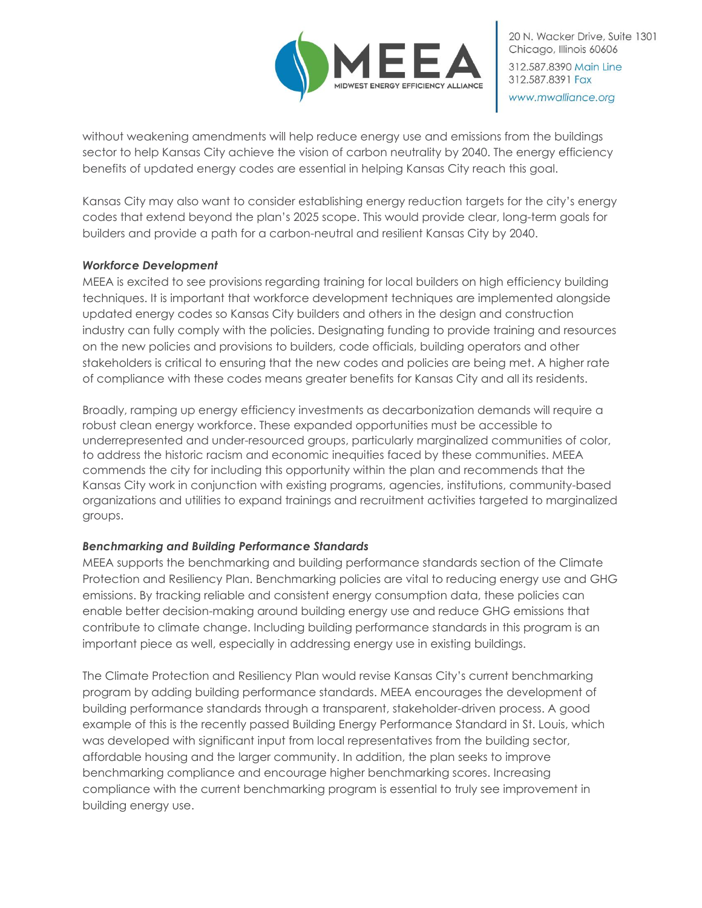without weakening amendments will help reduce energy use and emissions from the buildings sector to help Kansas City achieve the vision of carbon neutrality by 2040. The energy efficiency benefits of updated energy codes are essential in helping Kansas City reach this goal.

Kansas City may also want to consider establishing energy reduction targets for the city's energy codes that extend beyond the plan's 2025 scope. This would provide clear, long-term goals for builders and provide a path for a carbon-neutral and resilient Kansas City by 2040.

***Workforce Development***

MEEA is excited to see provisions regarding training for local builders on high efficiency building techniques. It is important that workforce development techniques are implemented alongside updated energy codes so Kansas City builders and others in the design and construction industry can fully comply with the policies. Designating funding to provide training and resources on the new policies and provisions to builders, code officials, building operators and other stakeholders is critical to ensuring that the new codes and policies are being met. A higher rate of compliance with these codes means greater benefits for Kansas City and all its residents.

Broadly, ramping up energy efficiency investments as decarbonization demands will require a robust clean energy workforce. These expanded opportunities must be accessible to underrepresented and under-resourced groups, particularly marginalized communities of color, to address the historic racism and economic inequities faced by these communities. MEEA commends the city for including this opportunity within the plan and recommends that the Kansas City work in conjunction with existing programs, agencies, institutions, community-based organizations and utilities to expand trainings and recruitment activities targeted to marginalized groups.

***Benchmarking and Building Performance Standards***

MEEA supports the benchmarking and building performance standards section of the Climate Protection and Resiliency Plan. Benchmarking policies are vital to reducing energy use and GHG emissions. By tracking reliable and consistent energy consumption data, these policies can enable better decision-making around building energy use and reduce GHG emissions that contribute to climate change. Including building performance standards in this program is an important piece as well, especially in addressing energy use in existing buildings.

The Climate Protection and Resiliency Plan would revise Kansas City's current benchmarking program by adding building performance standards. MEEA encourages the development of building performance standards through a transparent, stakeholder-driven process. A good example of this is the recently passed Building Energy Performance Standard in St. Louis, which was developed with significant input from local representatives from the building sector, affordable housing and the larger community. In addition, the plan seeks to improve benchmarking compliance and encourage higher benchmarking scores. Increasing compliance with the current benchmarking program is essential to truly see improvement in building energy use.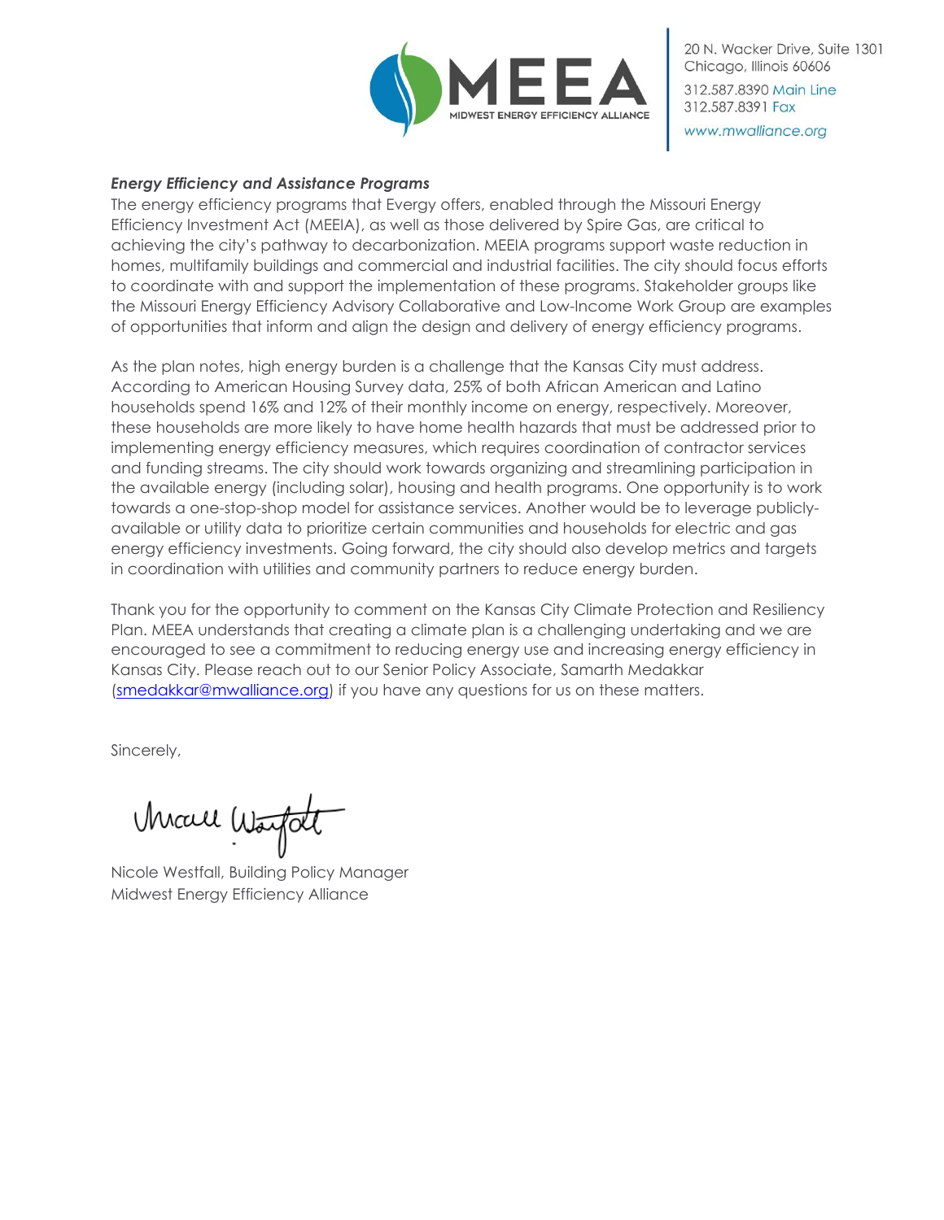*Energy Efficiency and Assistance Programs*

The energy efficiency programs that Evergy offers, enabled through the Missouri Energy Efficiency Investment Act (MEEIA), as well as those delivered by Spire Gas, are critical to achieving the city's pathway to decarbonization. MEEIA programs support waste reduction in homes, multifamily buildings and commercial and industrial facilities. The city should focus efforts to coordinate with and support the implementation of these programs. Stakeholder groups like the Missouri Energy Efficiency Advisory Collaborative and Low-Income Work Group are examples of opportunities that inform and align the design and delivery of energy efficiency programs.

As the plan notes, high energy burden is a challenge that the Kansas City must address. According to American Housing Survey data, 25% of both African American and Latino households spend 16% and 12% of their monthly income on energy, respectively. Moreover, these households are more likely to have home health hazards that must be addressed prior to implementing energy efficiency measures, which requires coordination of contractor services and funding streams. The city should work towards organizing and streamlining participation in the available energy (including solar), housing and health programs. One opportunity is to work towards a one-stop-shop model for assistance services. Another would be to leverage publicly-available or utility data to prioritize certain communities and households for electric and gas energy efficiency investments. Going forward, the city should also develop metrics and targets in coordination with utilities and community partners to reduce energy burden.

Thank you for the opportunity to comment on the Kansas City Climate Protection and Resiliency Plan. MEEA understands that creating a climate plan is a challenging undertaking and we are encouraged to see a commitment to reducing energy use and increasing energy efficiency in Kansas City. Please reach out to our Senior Policy Associate, Samarth Medakkar (smedakkar@mwalliance.org) if you have any questions for us on these matters.

Sincerely,

Nicole Westfall, Building Policy Manager
Midwest Energy Efficiency Alliance